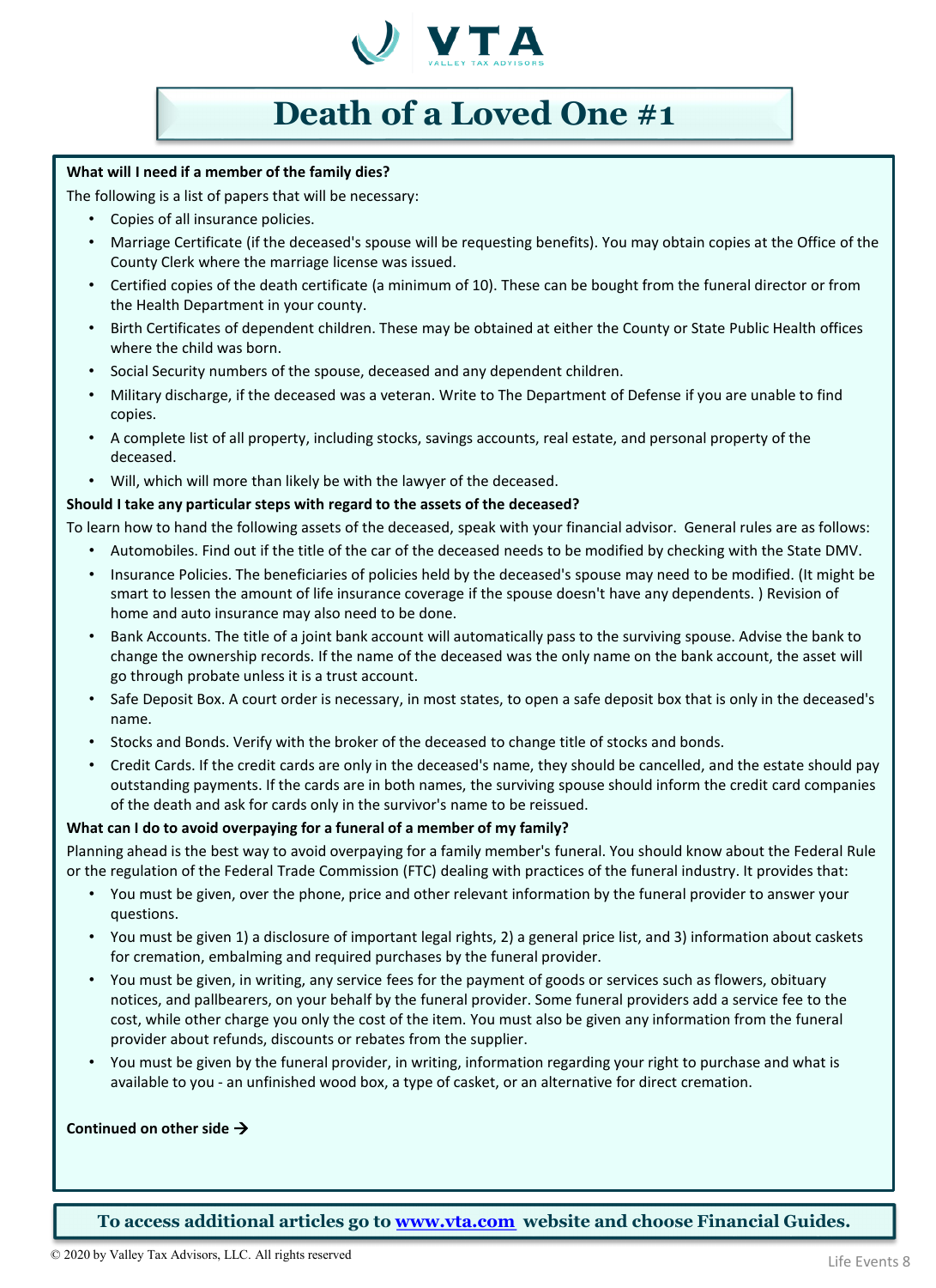# Death of a Loved One #1

**What will I need if a member of the family dies?**

The following is a list of papers that will be necessary:

- Copies of all insurance policies.
- Marriage Certificate (if the deceased's spouse will be requesting benefits). You may obtain copies at the Office of the County Clerk where the marriage license was issued.
- Certified copies of the death certificate (a minimum of 10). These can be bought from the funeral director or from the Health Department in your county.
- Birth Certificates of dependent children. These may be obtained at either the County or State Public Health offices where the child was born.
- Social Security numbers of the spouse, deceased and any dependent children.
- Military discharge, if the deceased was a veteran. Write to The Department of Defense if you are unable to find copies.
- A complete list of all property, including stocks, savings accounts, real estate, and personal property of the deceased.
- Will, which will more than likely be with the lawyer of the deceased.

**Should I take any particular steps with regard to the assets of the deceased?**

To learn how to hand the following assets of the deceased, speak with your financial advisor. General rules are as follows:

- Automobiles. Find out if the title of the car of the deceased needs to be modified by checking with the State DMV.
- Insurance Policies. The beneficiaries of policies held by the deceased's spouse may need to be modified. (It might be smart to lessen the amount of life insurance coverage if the spouse doesn't have any dependents. ) Revision of home and auto insurance may also need to be done.
- Bank Accounts. The title of a joint bank account will automatically pass to the surviving spouse. Advise the bank to change the ownership records. If the name of the deceased was the only name on the bank account, the asset will go through probate unless it is a trust account.
- Safe Deposit Box. A court order is necessary, in most states, to open a safe deposit box that is only in the deceased's name.
- Stocks and Bonds. Verify with the broker of the deceased to change title of stocks and bonds.
- Credit Cards. If the credit cards are only in the deceased's name, they should be cancelled, and the estate should pay outstanding payments. If the cards are in both names, the surviving spouse should inform the credit card companies of the death and ask for cards only in the survivor's name to be reissued.

**What can I do to avoid overpaying for a funeral of a member of my family?**

Planning ahead is the best way to avoid overpaying for a family member's funeral. You should know about the Federal Rule or the regulation of the Federal Trade Commission (FTC) dealing with practices of the funeral industry. It provides that:

- You must be given, over the phone, price and other relevant information by the funeral provider to answer your questions.
- You must be given 1) a disclosure of important legal rights, 2) a general price list, and 3) information about caskets for cremation, embalming and required purchases by the funeral provider.
- You must be given, in writing, any service fees for the payment of goods or services such as flowers, obituary notices, and pallbearers, on your behalf by the funeral provider. Some funeral providers add a service fee to the cost, while other charge you only the cost of the item. You must also be given any information from the funeral provider about refunds, discounts or rebates from the supplier.
- You must be given by the funeral provider, in writing, information regarding your right to purchase and what is available to you - an unfinished wood box, a type of casket, or an alternative for direct cremation.

**Continued on other side →**

**To access additional articles go to [www.vta.com](http://www.vta.com) website and choose Financial Guides.**

© 2020 by Valley Tax Advisors, LLC. All rights reserved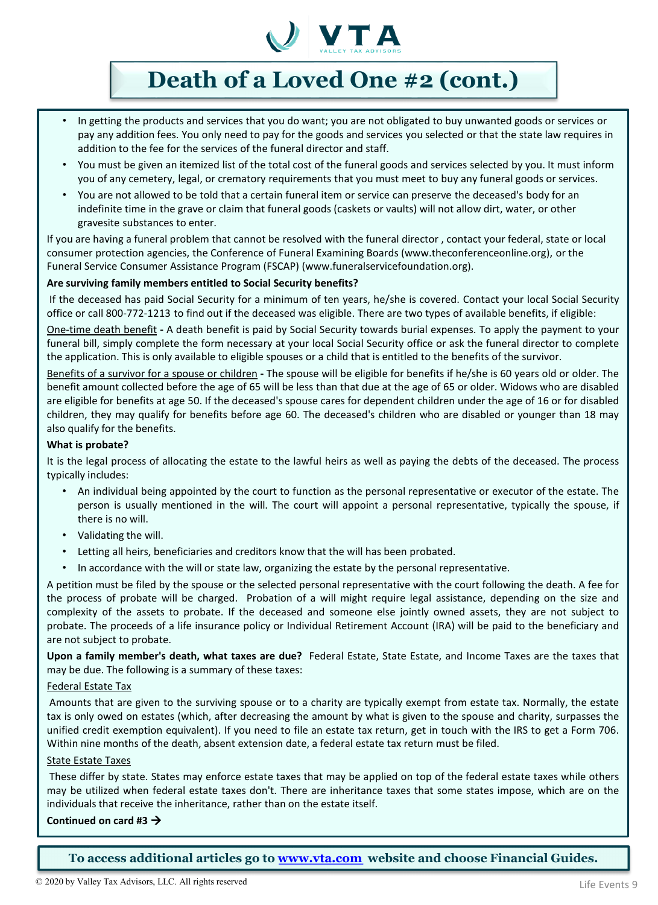# Death of a Loved One #2 (cont.)

- In getting the products and services that you do want; you are not obligated to buy unwanted goods or services or pay any addition fees. You only need to pay for the goods and services you selected or that the state law requires in addition to the fee for the services of the funeral director and staff.
- You must be given an itemized list of the total cost of the funeral goods and services selected by you. It must inform you of any cemetery, legal, or crematory requirements that you must meet to buy any funeral goods or services.
- You are not allowed to be told that a certain funeral item or service can preserve the deceased's body for an indefinite time in the grave or claim that funeral goods (caskets or vaults) will not allow dirt, water, or other gravesite substances to enter.

If you are having a funeral problem that cannot be resolved with the funeral director , contact your federal, state or local consumer protection agencies, the Conference of Funeral Examining Boards (www.theconferenceonline.org), or the Funeral Service Consumer Assistance Program (FSCAP) (www.funeralservicefoundation.org).

**Are surviving family members entitled to Social Security benefits?**

If the deceased has paid Social Security for a minimum of ten years, he/she is covered. Contact your local Social Security office or call 800-772-1213 to find out if the deceased was eligible. There are two types of available benefits, if eligible:

One-time death benefit **-** A death benefit is paid by Social Security towards burial expenses. To apply the payment to your funeral bill, simply complete the form necessary at your local Social Security office or ask the funeral director to complete the application. This is only available to eligible spouses or a child that is entitled to the benefits of the survivor.

Benefits of a survivor for a spouse or children **-** The spouse will be eligible for benefits if he/she is 60 years old or older. The benefit amount collected before the age of 65 will be less than that due at the age of 65 or older. Widows who are disabled are eligible for benefits at age 50. If the deceased's spouse cares for dependent children under the age of 16 or for disabled children, they may qualify for benefits before age 60. The deceased's children who are disabled or younger than 18 may also qualify for the benefits.

**What is probate?**

It is the legal process of allocating the estate to the lawful heirs as well as paying the debts of the deceased. The process typically includes:

- An individual being appointed by the court to function as the personal representative or executor of the estate. The person is usually mentioned in the will. The court will appoint a personal representative, typically the spouse, if there is no will.
- Validating the will.
- Letting all heirs, beneficiaries and creditors know that the will has been probated.
- In accordance with the will or state law, organizing the estate by the personal representative.

A petition must be filed by the spouse or the selected personal representative with the court following the death. A fee for the process of probate will be charged. Probation of a will might require legal assistance, depending on the size and complexity of the assets to probate. If the deceased and someone else jointly owned assets, they are not subject to probate. The proceeds of a life insurance policy or Individual Retirement Account (IRA) will be paid to the beneficiary and are not subject to probate.

**Upon a family member's death, what taxes are due?** Federal Estate, State Estate, and Income Taxes are the taxes that may be due. The following is a summary of these taxes:

Federal Estate Tax

Amounts that are given to the surviving spouse or to a charity are typically exempt from estate tax. Normally, the estate tax is only owed on estates (which, after decreasing the amount by what is given to the spouse and charity, surpasses the unified credit exemption equivalent). If you need to file an estate tax return, get in touch with the IRS to get a Form 706. Within nine months of the death, absent extension date, a federal estate tax return must be filed.

State Estate Taxes

These differ by state. States may enforce estate taxes that may be applied on top of the federal estate taxes while others may be utilized when federal estate taxes don't. There are inheritance taxes that some states impose, which are on the individuals that receive the inheritance, rather than on the estate itself.

**Continued on card #3 →**

**To access additional articles go to [www.vta.com](www.vta.com) website and choose Financial Guides.**

© 2020 by Valley Tax Advisors, LLC. All rights reserved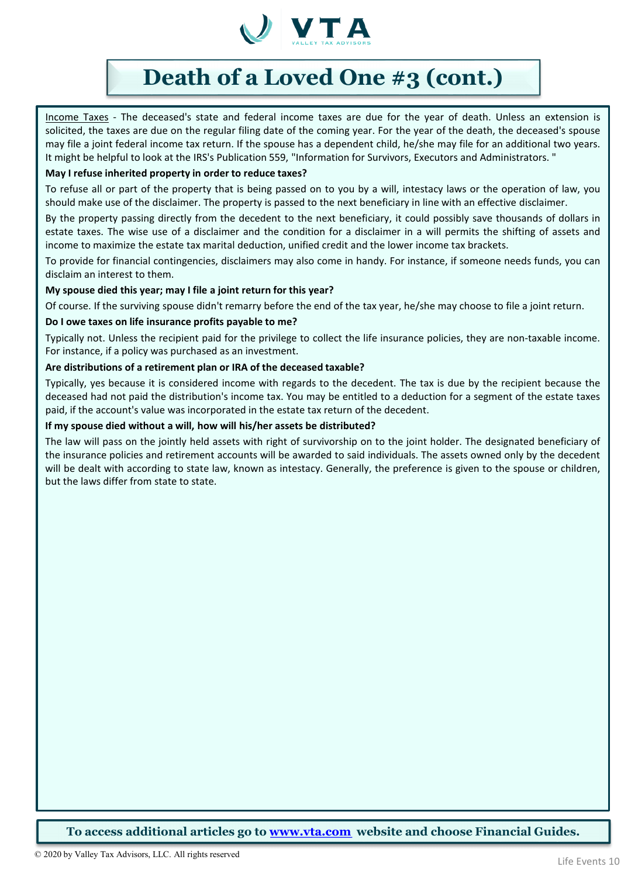# Death of a Loved One #3 (cont.)

Income Taxes - The deceased's state and federal income taxes are due for the year of death. Unless an extension is solicited, the taxes are due on the regular filing date of the coming year. For the year of the death, the deceased's spouse may file a joint federal income tax return. If the spouse has a dependent child, he/she may file for an additional two years. It might be helpful to look at the IRS's Publication 559, "Information for Survivors, Executors and Administrators. "

**May I refuse inherited property in order to reduce taxes?**

To refuse all or part of the property that is being passed on to you by a will, intestacy laws or the operation of law, you should make use of the disclaimer. The property is passed to the next beneficiary in line with an effective disclaimer.

By the property passing directly from the decedent to the next beneficiary, it could possibly save thousands of dollars in estate taxes. The wise use of a disclaimer and the condition for a disclaimer in a will permits the shifting of assets and income to maximize the estate tax marital deduction, unified credit and the lower income tax brackets.

To provide for financial contingencies, disclaimers may also come in handy. For instance, if someone needs funds, you can disclaim an interest to them.

**My spouse died this year; may I file a joint return for this year?**

Of course. If the surviving spouse didn't remarry before the end of the tax year, he/she may choose to file a joint return.

**Do I owe taxes on life insurance profits payable to me?**

Typically not. Unless the recipient paid for the privilege to collect the life insurance policies, they are non-taxable income. For instance, if a policy was purchased as an investment.

**Are distributions of a retirement plan or IRA of the deceased taxable?**

Typically, yes because it is considered income with regards to the decedent. The tax is due by the recipient because the deceased had not paid the distribution's income tax. You may be entitled to a deduction for a segment of the estate taxes paid, if the account's value was incorporated in the estate tax return of the decedent.

**If my spouse died without a will, how will his/her assets be distributed?**

The law will pass on the jointly held assets with right of survivorship on to the joint holder. The designated beneficiary of the insurance policies and retirement accounts will be awarded to said individuals. The assets owned only by the decedent will be dealt with according to state law, known as intestacy. Generally, the preference is given to the spouse or children, but the laws differ from state to state.

**To access additional articles go to [www.vta.com](http://www.vta.com) website and choose Financial Guides.**

© 2020 by Valley Tax Advisors, LLC. All rights reserved